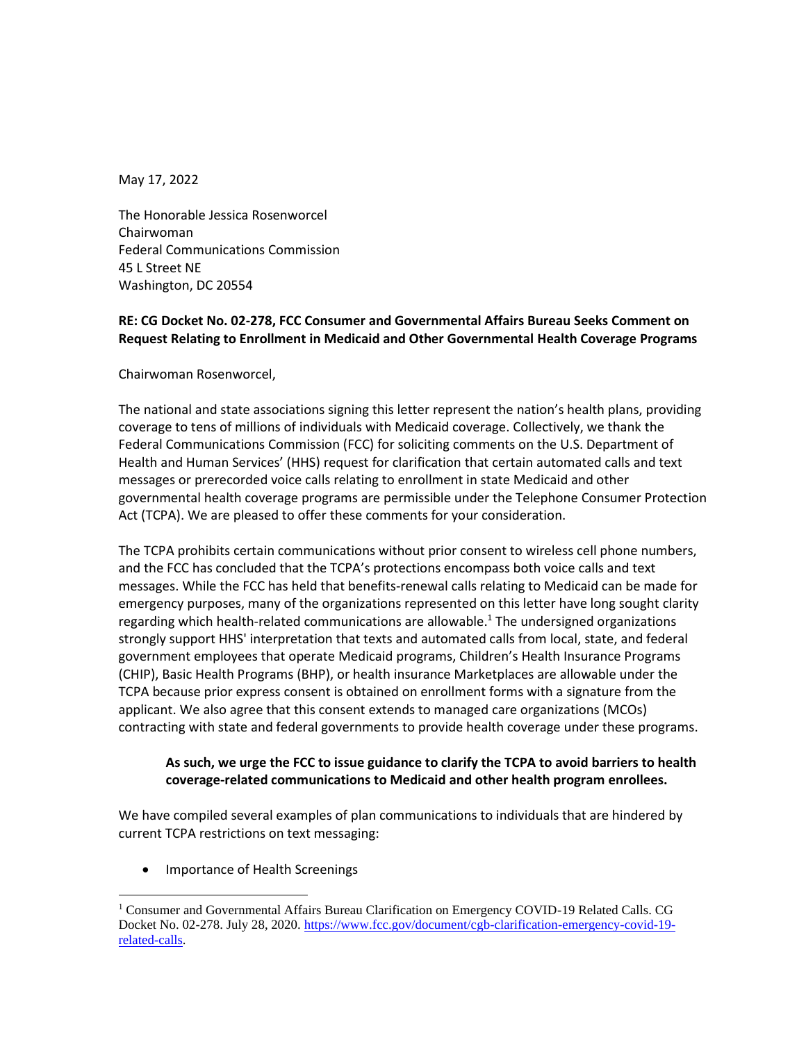May 17, 2022

The Honorable Jessica Rosenworcel
Chairwoman
Federal Communications Commission
45 L Street NE
Washington, DC 20554

**RE: CG Docket No. 02-278, FCC Consumer and Governmental Affairs Bureau Seeks Comment on Request Relating to Enrollment in Medicaid and Other Governmental Health Coverage Programs**

Chairwoman Rosenworcel,

The national and state associations signing this letter represent the nation's health plans, providing coverage to tens of millions of individuals with Medicaid coverage. Collectively, we thank the Federal Communications Commission (FCC) for soliciting comments on the U.S. Department of Health and Human Services' (HHS) request for clarification that certain automated calls and text messages or prerecorded voice calls relating to enrollment in state Medicaid and other governmental health coverage programs are permissible under the Telephone Consumer Protection Act (TCPA). We are pleased to offer these comments for your consideration.

The TCPA prohibits certain communications without prior consent to wireless cell phone numbers, and the FCC has concluded that the TCPA's protections encompass both voice calls and text messages. While the FCC has held that benefits-renewal calls relating to Medicaid can be made for emergency purposes, many of the organizations represented on this letter have long sought clarity regarding which health-related communications are allowable.[1] The undersigned organizations strongly support HHS' interpretation that texts and automated calls from local, state, and federal government employees that operate Medicaid programs, Children's Health Insurance Programs (CHIP), Basic Health Programs (BHP), or health insurance Marketplaces are allowable under the TCPA because prior express consent is obtained on enrollment forms with a signature from the applicant. We also agree that this consent extends to managed care organizations (MCOs) contracting with state and federal governments to provide health coverage under these programs.

> **As such, we urge the FCC to issue guidance to clarify the TCPA to avoid barriers to health coverage-related communications to Medicaid and other health program enrollees.**

We have compiled several examples of plan communications to individuals that are hindered by current TCPA restrictions on text messaging:

- Importance of Health Screenings

[1] Consumer and Governmental Affairs Bureau Clarification on Emergency COVID-19 Related Calls. CG Docket No. 02-278. July 28, 2020. https://www.fcc.gov/document/cgb-clarification-emergency-covid-19-related-calls.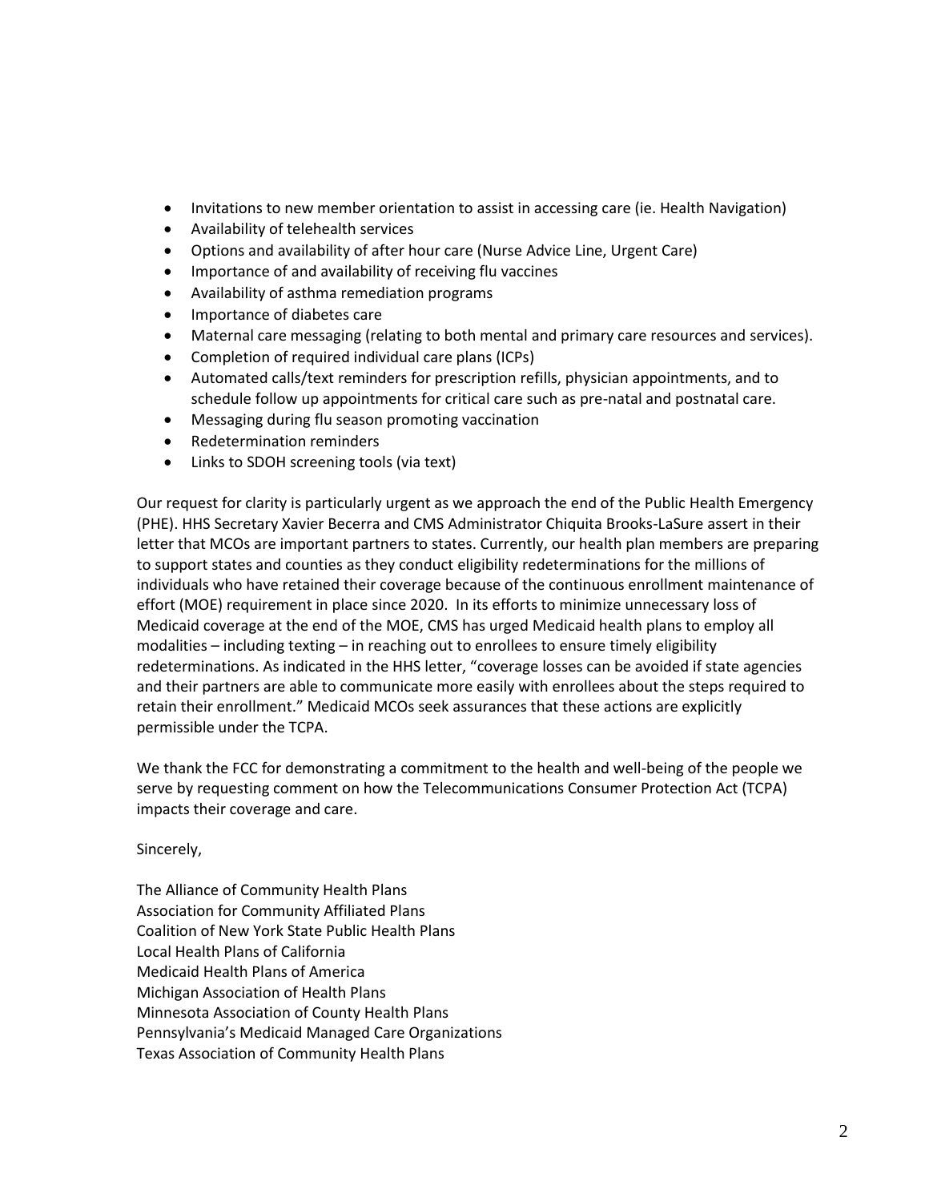- Invitations to new member orientation to assist in accessing care (ie. Health Navigation)
- Availability of telehealth services
- Options and availability of after hour care (Nurse Advice Line, Urgent Care)
- Importance of and availability of receiving flu vaccines
- Availability of asthma remediation programs
- Importance of diabetes care
- Maternal care messaging (relating to both mental and primary care resources and services).
- Completion of required individual care plans (ICPs)
- Automated calls/text reminders for prescription refills, physician appointments, and to schedule follow up appointments for critical care such as pre-natal and postnatal care.
- Messaging during flu season promoting vaccination
- Redetermination reminders
- Links to SDOH screening tools (via text)

Our request for clarity is particularly urgent as we approach the end of the Public Health Emergency (PHE). HHS Secretary Xavier Becerra and CMS Administrator Chiquita Brooks-LaSure assert in their letter that MCOs are important partners to states. Currently, our health plan members are preparing to support states and counties as they conduct eligibility redeterminations for the millions of individuals who have retained their coverage because of the continuous enrollment maintenance of effort (MOE) requirement in place since 2020. In its efforts to minimize unnecessary loss of Medicaid coverage at the end of the MOE, CMS has urged Medicaid health plans to employ all modalities – including texting – in reaching out to enrollees to ensure timely eligibility redeterminations. As indicated in the HHS letter, "coverage losses can be avoided if state agencies and their partners are able to communicate more easily with enrollees about the steps required to retain their enrollment." Medicaid MCOs seek assurances that these actions are explicitly permissible under the TCPA.

We thank the FCC for demonstrating a commitment to the health and well-being of the people we serve by requesting comment on how the Telecommunications Consumer Protection Act (TCPA) impacts their coverage and care.

Sincerely,

The Alliance of Community Health Plans
Association for Community Affiliated Plans
Coalition of New York State Public Health Plans
Local Health Plans of California
Medicaid Health Plans of America
Michigan Association of Health Plans
Minnesota Association of County Health Plans
Pennsylvania's Medicaid Managed Care Organizations
Texas Association of Community Health Plans